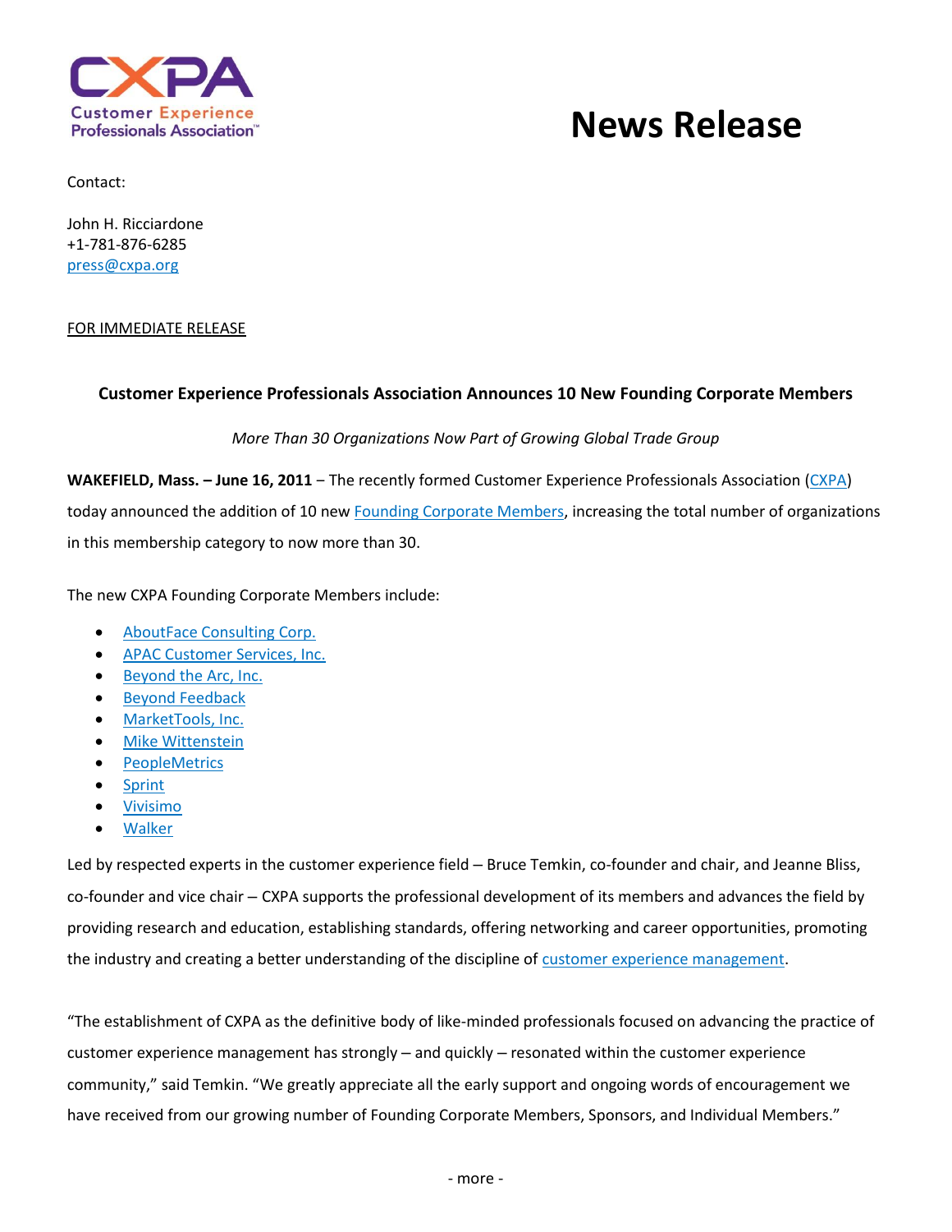CXPA
Customer Experience Professionals Association™

# News Release

Contact:

John H. Ricciardone
+1-781-876-6285
press@cxpa.org

FOR IMMEDIATE RELEASE

## Customer Experience Professionals Association Announces 10 New Founding Corporate Members

*More Than 30 Organizations Now Part of Growing Global Trade Group*

**WAKEFIELD, Mass. – June 16, 2011** – The recently formed Customer Experience Professionals Association (CXPA) today announced the addition of 10 new Founding Corporate Members, increasing the total number of organizations in this membership category to now more than 30.

The new CXPA Founding Corporate Members include:

- AboutFace Consulting Corp.
- APAC Customer Services, Inc.
- Beyond the Arc, Inc.
- Beyond Feedback
- MarketTools, Inc.
- Mike Wittenstein
- PeopleMetrics
- Sprint
- Vivisimo
- Walker

Led by respected experts in the customer experience field – Bruce Temkin, co-founder and chair, and Jeanne Bliss, co-founder and vice chair – CXPA supports the professional development of its members and advances the field by providing research and education, establishing standards, offering networking and career opportunities, promoting the industry and creating a better understanding of the discipline of customer experience management.

"The establishment of CXPA as the definitive body of like-minded professionals focused on advancing the practice of customer experience management has strongly – and quickly – resonated within the customer experience community," said Temkin. "We greatly appreciate all the early support and ongoing words of encouragement we have received from our growing number of Founding Corporate Members, Sponsors, and Individual Members."

- more -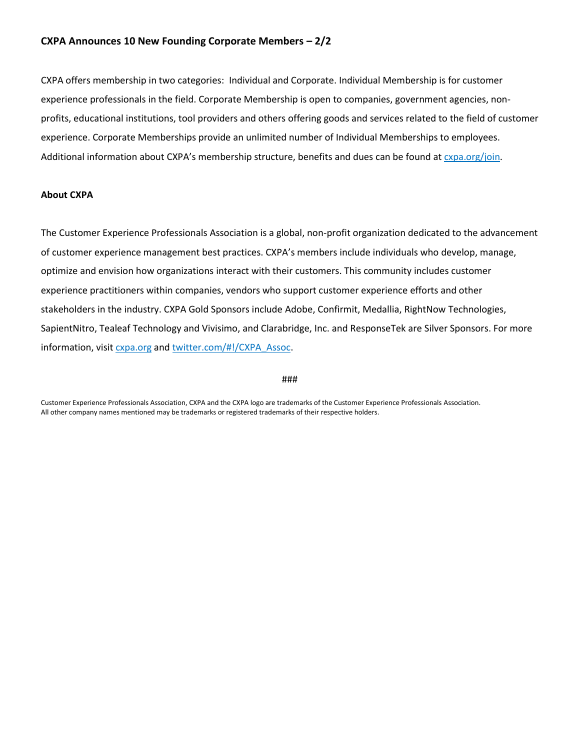CXPA offers membership in two categories: Individual and Corporate. Individual Membership is for customer experience professionals in the field. Corporate Membership is open to companies, government agencies, non-profits, educational institutions, tool providers and others offering goods and services related to the field of customer experience. Corporate Memberships provide an unlimited number of Individual Memberships to employees. Additional information about CXPA's membership structure, benefits and dues can be found at cxpa.org/join.

**About CXPA**

The Customer Experience Professionals Association is a global, non-profit organization dedicated to the advancement of customer experience management best practices. CXPA's members include individuals who develop, manage, optimize and envision how organizations interact with their customers. This community includes customer experience practitioners within companies, vendors who support customer experience efforts and other stakeholders in the industry. CXPA Gold Sponsors include Adobe, Confirmit, Medallia, RightNow Technologies, SapientNitro, Tealeaf Technology and Vivisimo, and Clarabridge, Inc. and ResponseTek are Silver Sponsors. For more information, visit cxpa.org and twitter.com/#!/CXPA_Assoc.

###

Customer Experience Professionals Association, CXPA and the CXPA logo are trademarks of the Customer Experience Professionals Association. All other company names mentioned may be trademarks or registered trademarks of their respective holders.